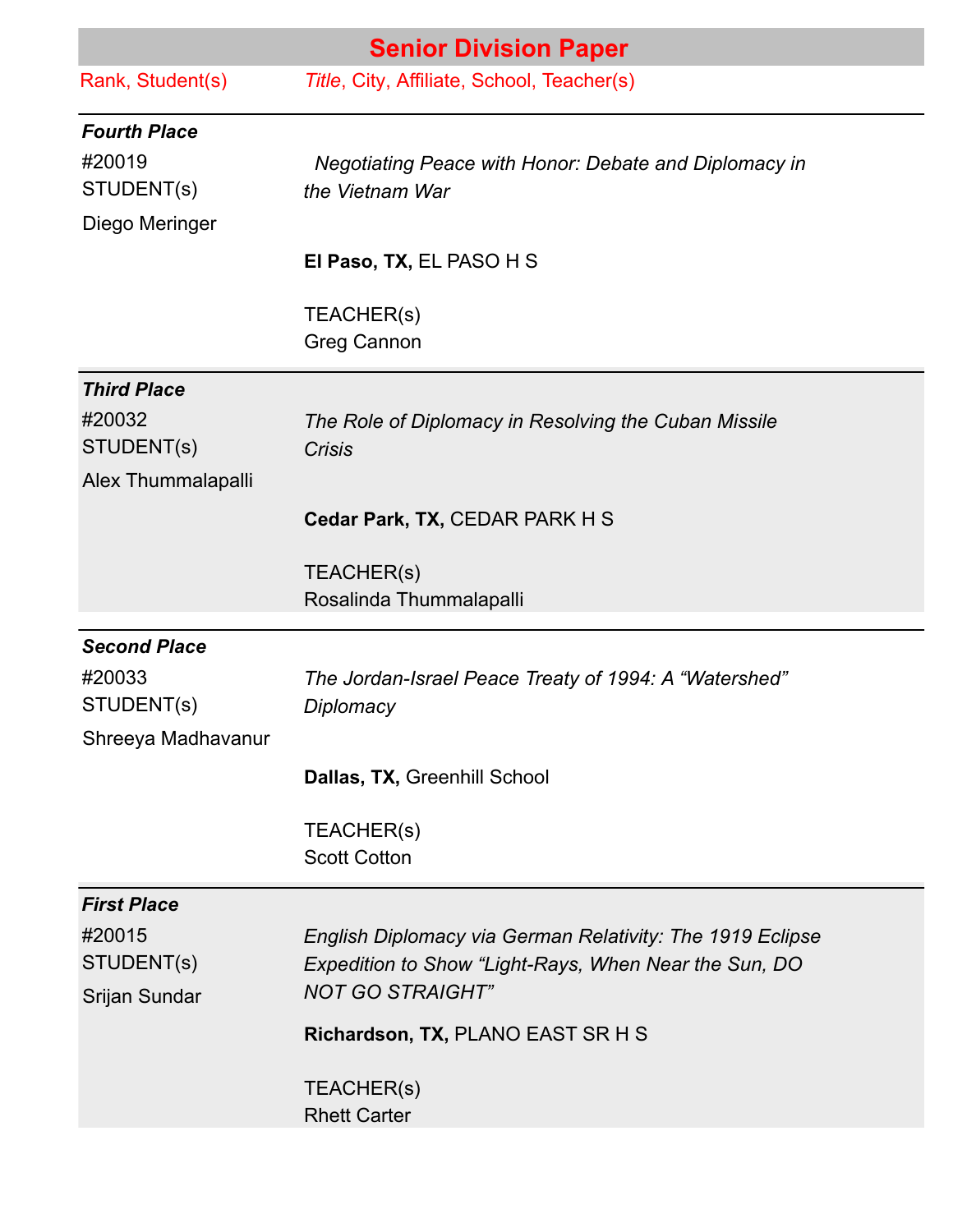## Senior Division Paper

| Rank, Student(s) | *Title*, City, Affiliate, School, Teacher(s) |
|---|---|
| ***Fourth Place***<br>#20019<br>STUDENT(s)<br>Diego Meringer | *Negotiating Peace with Honor: Debate and Diplomacy in the Vietnam War*<br><br>**El Paso, TX**, EL PASO H S<br><br>TEACHER(s)<br>Greg Cannon |
| ***Third Place***<br>#20032<br>STUDENT(s)<br>Alex Thummalapalli | *The Role of Diplomacy in Resolving the Cuban Missile Crisis*<br><br>**Cedar Park, TX,** CEDAR PARK H S<br><br>TEACHER(s)<br>Rosalinda Thummalapalli |
| ***Second Place***<br>#20033<br>STUDENT(s)<br>Shreeya Madhavanur | *The Jordan-Israel Peace Treaty of 1994: A "Watershed" Diplomacy*<br><br>**Dallas, TX,** Greenhill School<br><br>TEACHER(s)<br>Scott Cotton |
| ***First Place***<br>#20015<br>STUDENT(s)<br>Srijan Sundar | *English Diplomacy via German Relativity: The 1919 Eclipse Expedition to Show "Light-Rays, When Near the Sun, DO NOT GO STRAIGHT"*<br><br>**Richardson, TX,** PLANO EAST SR H S<br><br>TEACHER(s)<br>Rhett Carter |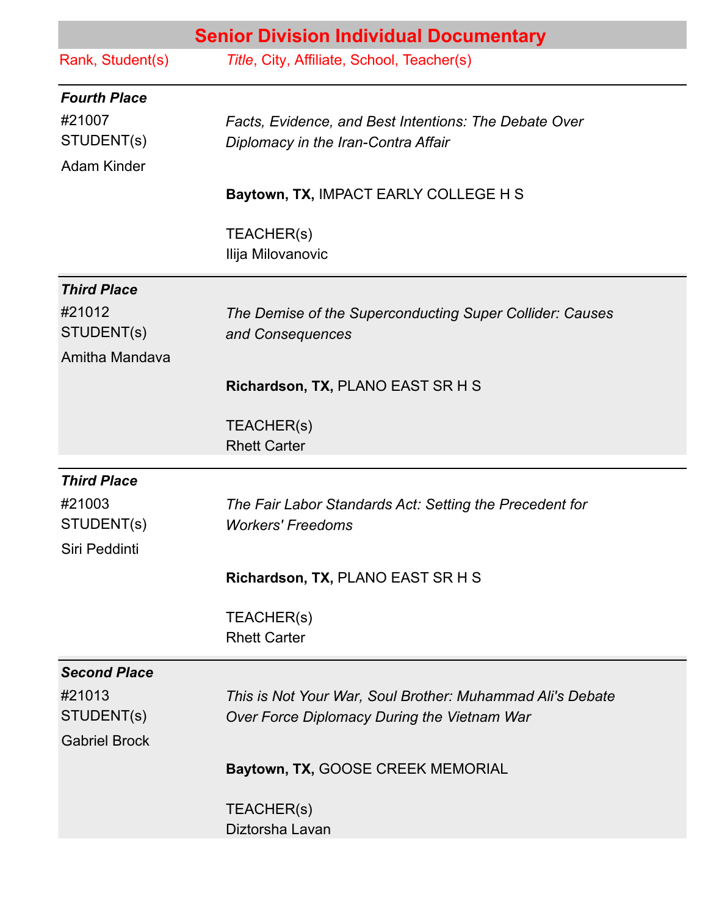## Senior Division Individual Documentary

| Rank, Student(s) | *Title*, City, Affiliate, School, Teacher(s) |
|---|---|
| ***Fourth Place*** #21007 STUDENT(s) Adam Kinder | *Facts, Evidence, and Best Intentions: The Debate Over Diplomacy in the Iran-Contra Affair* **Baytown, TX,** IMPACT EARLY COLLEGE H S TEACHER(s) Ilija Milovanovic |
| ***Third Place*** #21012 STUDENT(s) Amitha Mandava | *The Demise of the Superconducting Super Collider: Causes and Consequences* **Richardson, TX,** PLANO EAST SR H S TEACHER(s) Rhett Carter |
| ***Third Place*** #21003 STUDENT(s) Siri Peddinti | *The Fair Labor Standards Act: Setting the Precedent for Workers' Freedoms* **Richardson, TX,** PLANO EAST SR H S TEACHER(s) Rhett Carter |
| ***Second Place*** #21013 STUDENT(s) Gabriel Brock | *This is Not Your War, Soul Brother: Muhammad Ali's Debate Over Force Diplomacy During the Vietnam War* **Baytown, TX,** GOOSE CREEK MEMORIAL TEACHER(s) Diztorsha Lavan |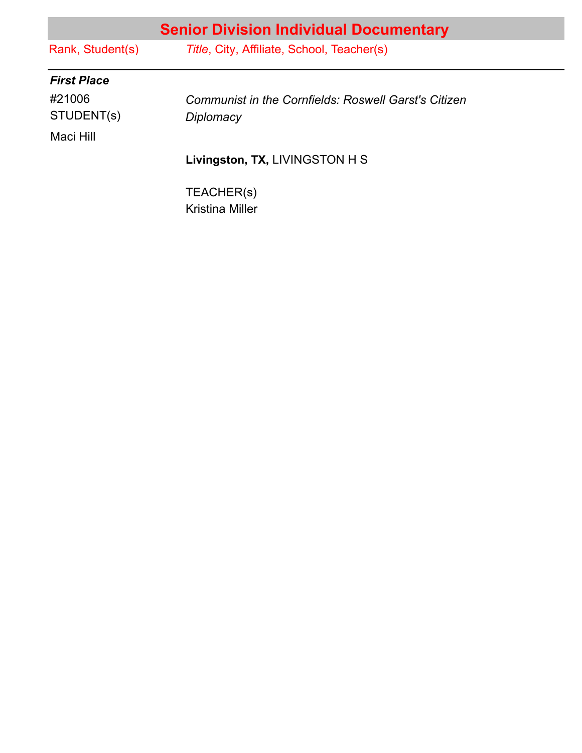## Senior Division Individual Documentary

| Rank, Student(s) | *Title*, City, Affiliate, School, Teacher(s) |
| --- | --- |

***First Place***

#21006
STUDENT(s)

Maci Hill

*Communist in the Cornfields: Roswell Garst's Citizen Diplomacy*

**Livingston, TX,** LIVINGSTON H S

TEACHER(s)
Kristina Miller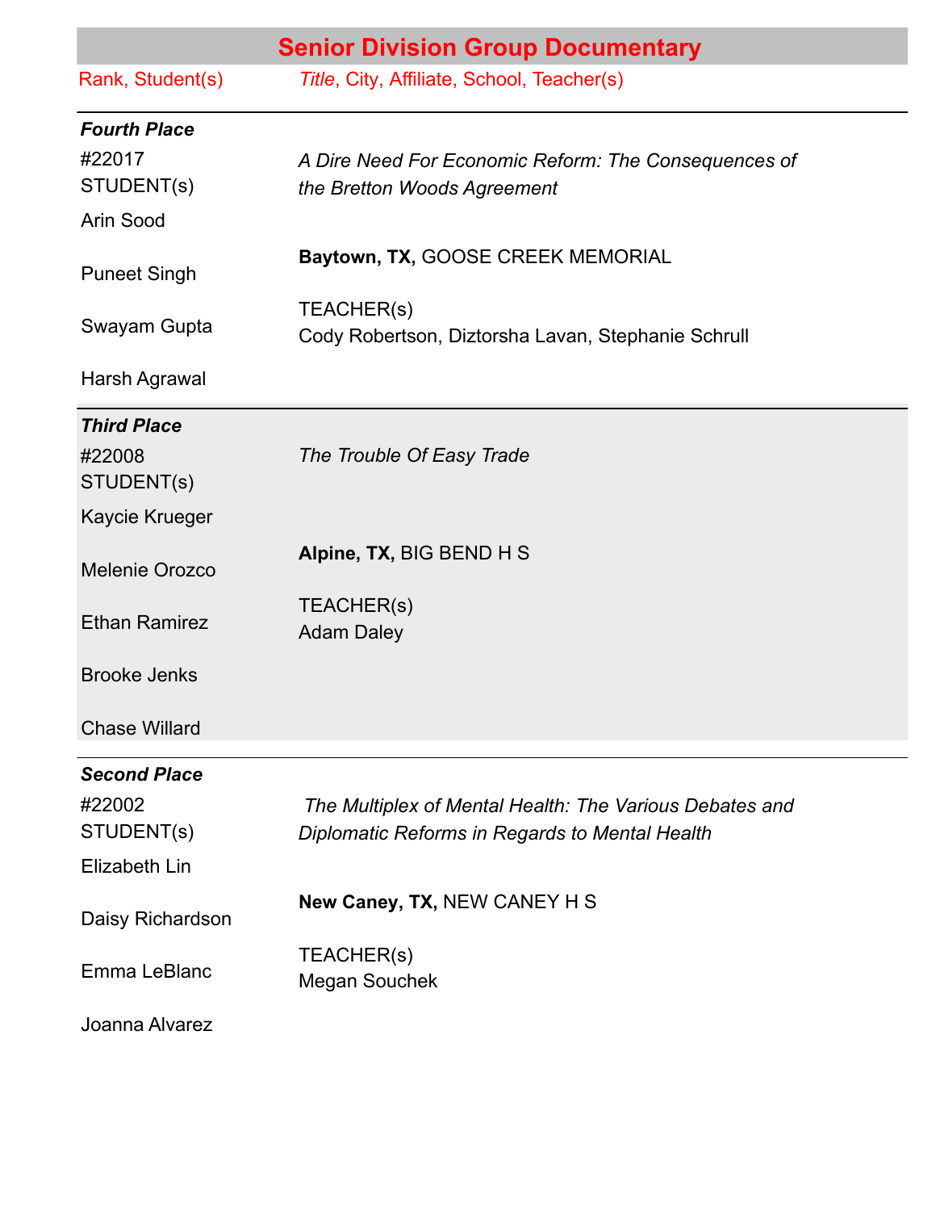## Senior Division Group Documentary

| Rank, Student(s) | *Title*, City, Affiliate, School, Teacher(s) |
|---|---|
| ***Fourth Place***<br>#22017<br>STUDENT(s)<br>Arin Sood<br>Puneet Singh<br>Swayam Gupta<br>Harsh Agrawal | *A Dire Need For Economic Reform: The Consequences of the Bretton Woods Agreement*<br><br>**Baytown, TX**, GOOSE CREEK MEMORIAL<br><br>TEACHER(s)<br>Cody Robertson, Diztorsha Lavan, Stephanie Schrull |
| ***Third Place***<br>#22008<br>STUDENT(s)<br>Kaycie Krueger<br>Melenie Orozco<br>Ethan Ramirez<br>Brooke Jenks<br>Chase Willard | *The Trouble Of Easy Trade*<br><br>**Alpine, TX**, BIG BEND H S<br><br>TEACHER(s)<br>Adam Daley |
| ***Second Place***<br>#22002<br>STUDENT(s)<br>Elizabeth Lin<br>Daisy Richardson<br>Emma LeBlanc<br>Joanna Alvarez | *The Multiplex of Mental Health: The Various Debates and Diplomatic Reforms in Regards to Mental Health*<br><br>**New Caney, TX**, NEW CANEY H S<br><br>TEACHER(s)<br>Megan Souchek |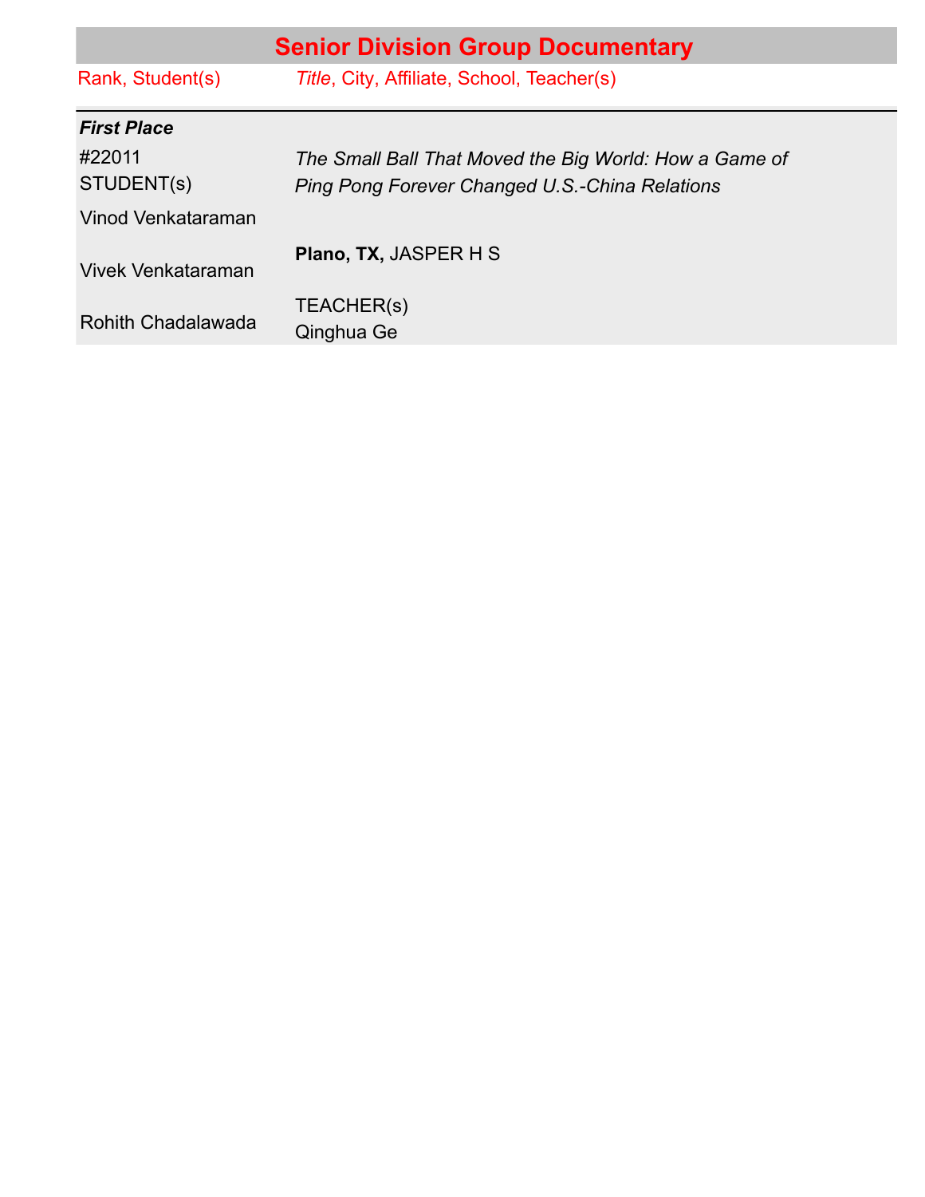## Senior Division Group Documentary

| Rank, Student(s) | *Title*, City, Affiliate, School, Teacher(s) |
|---|---|
| ***First Place*** | |
| #22011<br>STUDENT(s)<br>Vinod Venkataraman<br>Vivek Venkataraman<br>Rohith Chadalawada | *The Small Ball That Moved the Big World: How a Game of Ping Pong Forever Changed U.S.-China Relations*<br>**Plano, TX,** JASPER H S<br>TEACHER(s)<br>Qinghua Ge |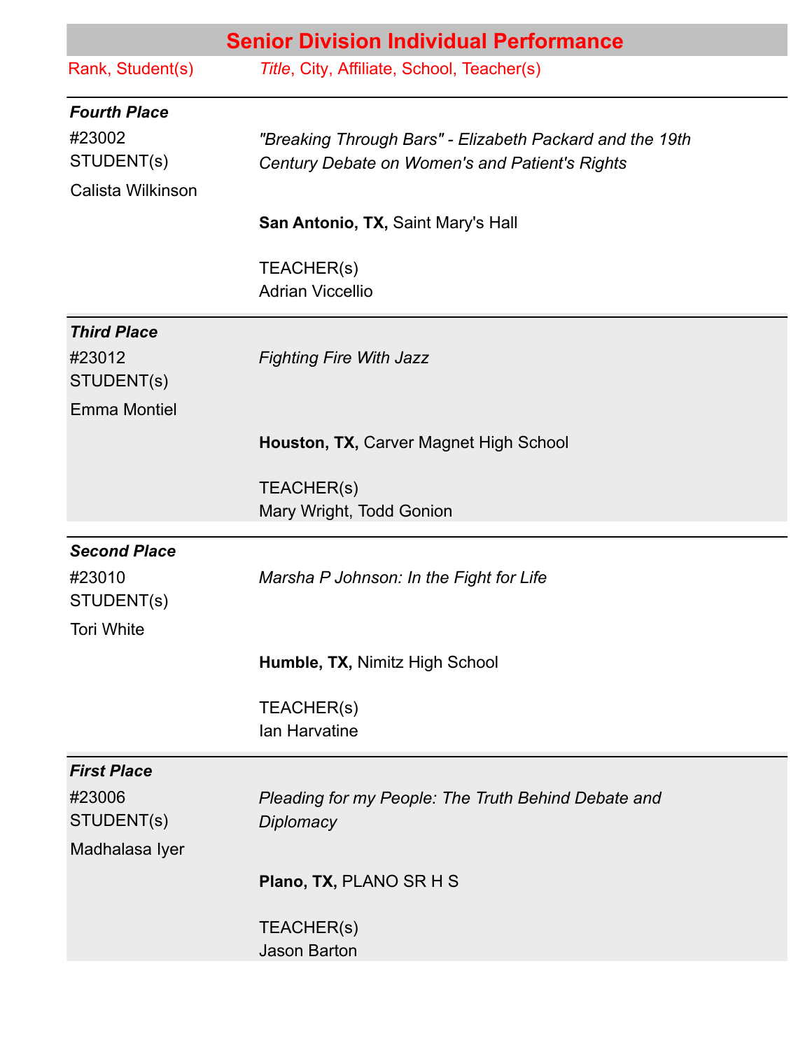# Senior Division Individual Performance

| Rank, Student(s) | *Title*, City, Affiliate, School, Teacher(s) |
|---|---|
| ***Fourth Place*** | |
| #23002<br>STUDENT(s)<br>Calista Wilkinson | *"Breaking Through Bars" - Elizabeth Packard and the 19th Century Debate on Women's and Patient's Rights*<br><br>**San Antonio, TX,** Saint Mary's Hall<br><br>TEACHER(s)<br>Adrian Viccellio |
| ***Third Place*** | |
| #23012<br>STUDENT(s)<br>Emma Montiel | *Fighting Fire With Jazz*<br><br>**Houston, TX,** Carver Magnet High School<br><br>TEACHER(s)<br>Mary Wright, Todd Gonion |
| ***Second Place*** | |
| #23010<br>STUDENT(s)<br>Tori White | *Marsha P Johnson: In the Fight for Life*<br><br>**Humble, TX,** Nimitz High School<br><br>TEACHER(s)<br>Ian Harvatine |
| ***First Place*** | |
| #23006<br>STUDENT(s)<br>Madhalasa Iyer | *Pleading for my People: The Truth Behind Debate and Diplomacy*<br><br>**Plano, TX,** PLANO SR H S<br><br>TEACHER(s)<br>Jason Barton |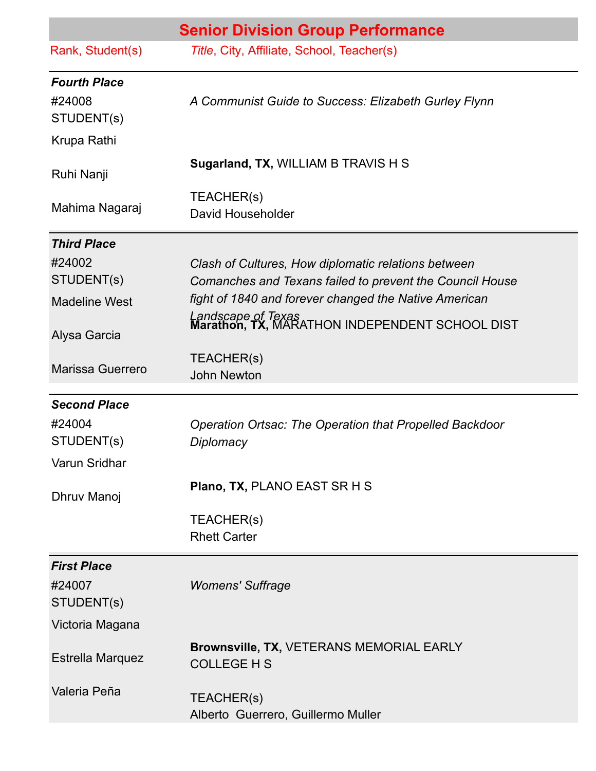# Senior Division Group Performance

| Rank, Student(s) | *Title*, City, Affiliate, School, Teacher(s) |
|---|---|
| ***Fourth Place*** | |
| #24008 STUDENT(s) | *A Communist Guide to Success: Elizabeth Gurley Flynn* |
| Krupa Rathi<br>Ruhi Nanji<br>Mahima Nagaraj | **Sugarland, TX,** WILLIAM B TRAVIS H S<br>TEACHER(s)<br>David Householder |
| ***Third Place*** | |
| #24002 STUDENT(s) | *Clash of Cultures, How diplomatic relations between Comanches and Texans failed to prevent the Council House fight of 1840 and forever changed the Native American Landscape of Texas* |
| Madeline West<br>Alysa Garcia<br>Marissa Guerrero | **Marathon, TX,** MARATHON INDEPENDENT SCHOOL DIST<br>TEACHER(s)<br>John Newton |
| ***Second Place*** | |
| #24004 STUDENT(s) | *Operation Ortsac: The Operation that Propelled Backdoor Diplomacy* |
| Varun Sridhar<br>Dhruv Manoj | **Plano, TX,** PLANO EAST SR H S<br>TEACHER(s)<br>Rhett Carter |
| ***First Place*** | |
| #24007 STUDENT(s) | *Womens' Suffrage* |
| Victoria Magana<br>Estrella Marquez<br>Valeria Peña | **Brownsville, TX,** VETERANS MEMORIAL EARLY COLLEGE H S<br>TEACHER(s)<br>Alberto Guerrero, Guillermo Muller |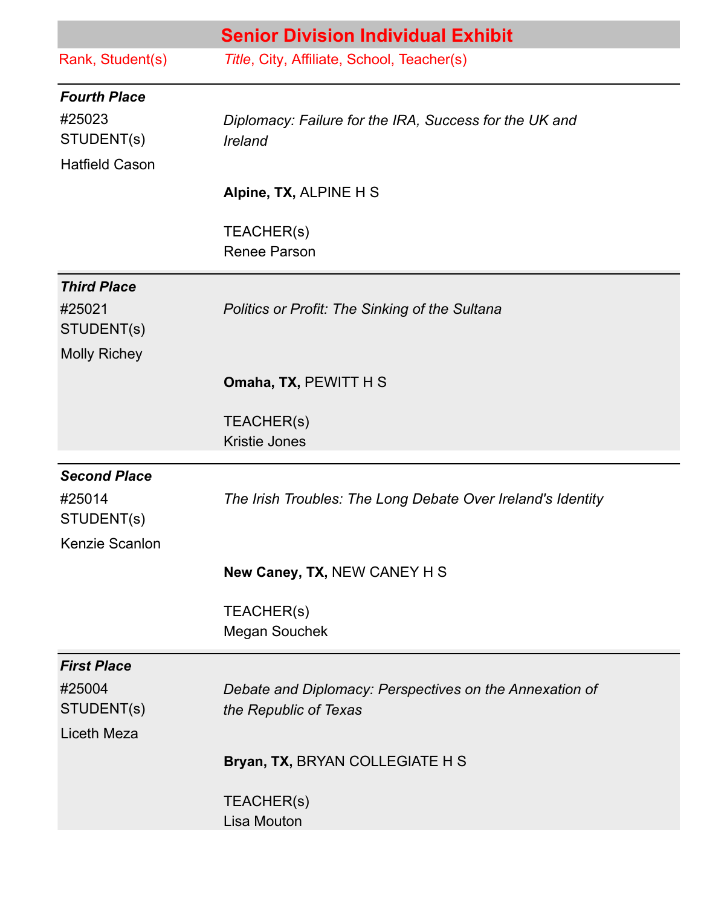## Senior Division Individual Exhibit

| Rank, Student(s) | *Title*, City, Affiliate, School, Teacher(s) |
|---|---|
| ***Fourth Place***<br>#25023<br>STUDENT(s)<br>Hatfield Cason | *Diplomacy: Failure for the IRA, Success for the UK and Ireland*<br><br>**Alpine, TX,** ALPINE H S<br><br>TEACHER(s)<br>Renee Parson |
| ***Third Place***<br>#25021<br>STUDENT(s)<br>Molly Richey | *Politics or Profit: The Sinking of the Sultana*<br><br>**Omaha, TX,** PEWITT H S<br><br>TEACHER(s)<br>Kristie Jones |
| ***Second Place***<br>#25014<br>STUDENT(s)<br>Kenzie Scanlon | *The Irish Troubles: The Long Debate Over Ireland's Identity*<br><br>**New Caney, TX,** NEW CANEY H S<br><br>TEACHER(s)<br>Megan Souchek |
| ***First Place***<br>#25004<br>STUDENT(s)<br>Liceth Meza | *Debate and Diplomacy: Perspectives on the Annexation of the Republic of Texas*<br><br>**Bryan, TX,** BRYAN COLLEGIATE H S<br><br>TEACHER(s)<br>Lisa Mouton |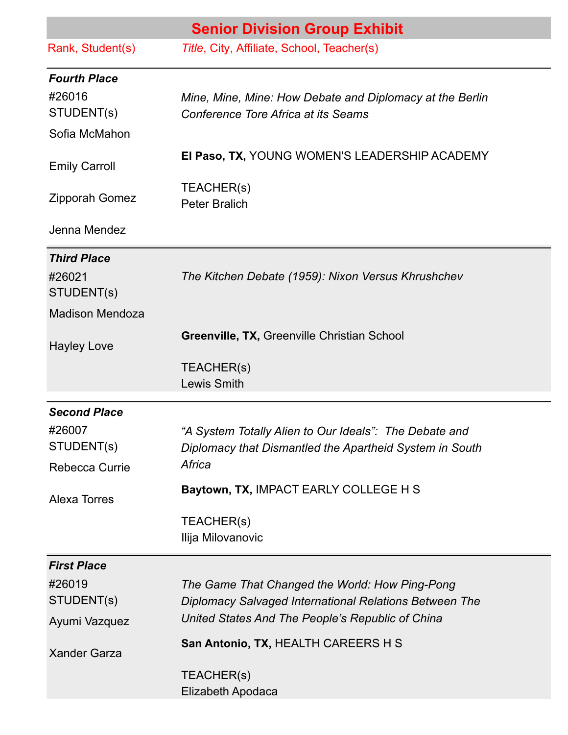## Senior Division Group Exhibit

| Rank, Student(s) | *Title*, City, Affiliate, School, Teacher(s) |
|---|---|
| ***Fourth Place*** | |
| #26016<br>STUDENT(s)<br>Sofia McMahon<br>Emily Carroll<br>Zipporah Gomez<br>Jenna Mendez | *Mine, Mine, Mine: How Debate and Diplomacy at the Berlin Conference Tore Africa at its Seams*<br>**El Paso, TX,** YOUNG WOMEN'S LEADERSHIP ACADEMY<br>TEACHER(s)<br>Peter Bralich |
| ***Third Place*** | |
| #26021<br>STUDENT(s)<br>Madison Mendoza<br>Hayley Love | *The Kitchen Debate (1959): Nixon Versus Khrushchev*<br>**Greenville, TX,** Greenville Christian School<br>TEACHER(s)<br>Lewis Smith |
| ***Second Place*** | |
| #26007<br>STUDENT(s)<br>Rebecca Currie<br>Alexa Torres | *"A System Totally Alien to Our Ideals": The Debate and Diplomacy that Dismantled the Apartheid System in South Africa*<br>**Baytown, TX,** IMPACT EARLY COLLEGE H S<br>TEACHER(s)<br>Ilija Milovanovic |
| ***First Place*** | |
| #26019<br>STUDENT(s)<br>Ayumi Vazquez<br>Xander Garza | *The Game That Changed the World: How Ping-Pong Diplomacy Salvaged International Relations Between The United States And The People's Republic of China*<br>**San Antonio, TX,** HEALTH CAREERS H S<br>TEACHER(s)<br>Elizabeth Apodaca |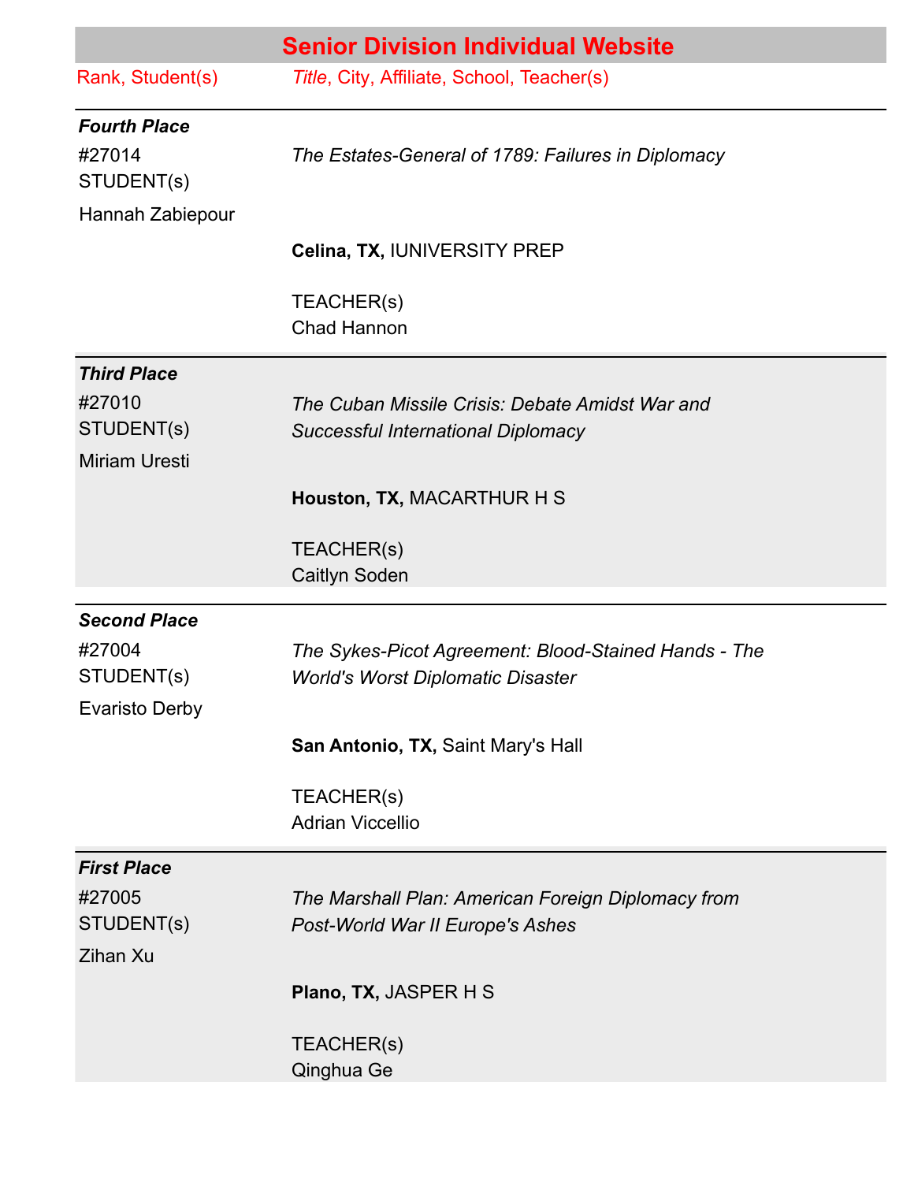## Senior Division Individual Website

| Rank, Student(s) | Title, City, Affiliate, School, Teacher(s) |
|---|---|
| ***Fourth Place***<br>#27014<br>STUDENT(s)<br>Hannah Zabiepour | *The Estates-General of 1789: Failures in Diplomacy*<br><br>**Celina, TX,** IUNIVERSITY PREP<br><br>TEACHER(s)<br>Chad Hannon |
| ***Third Place***<br>#27010<br>STUDENT(s)<br>Miriam Uresti | *The Cuban Missile Crisis: Debate Amidst War and Successful International Diplomacy*<br><br>**Houston, TX,** MACARTHUR H S<br><br>TEACHER(s)<br>Caitlyn Soden |
| ***Second Place***<br>#27004<br>STUDENT(s)<br>Evaristo Derby | *The Sykes-Picot Agreement: Blood-Stained Hands - The World's Worst Diplomatic Disaster*<br><br>**San Antonio, TX,** Saint Mary's Hall<br><br>TEACHER(s)<br>Adrian Viccellio |
| ***First Place***<br>#27005<br>STUDENT(s)<br>Zihan Xu | *The Marshall Plan: American Foreign Diplomacy from Post-World War II Europe's Ashes*<br><br>**Plano, TX,** JASPER H S<br><br>TEACHER(s)<br>Qinghua Ge |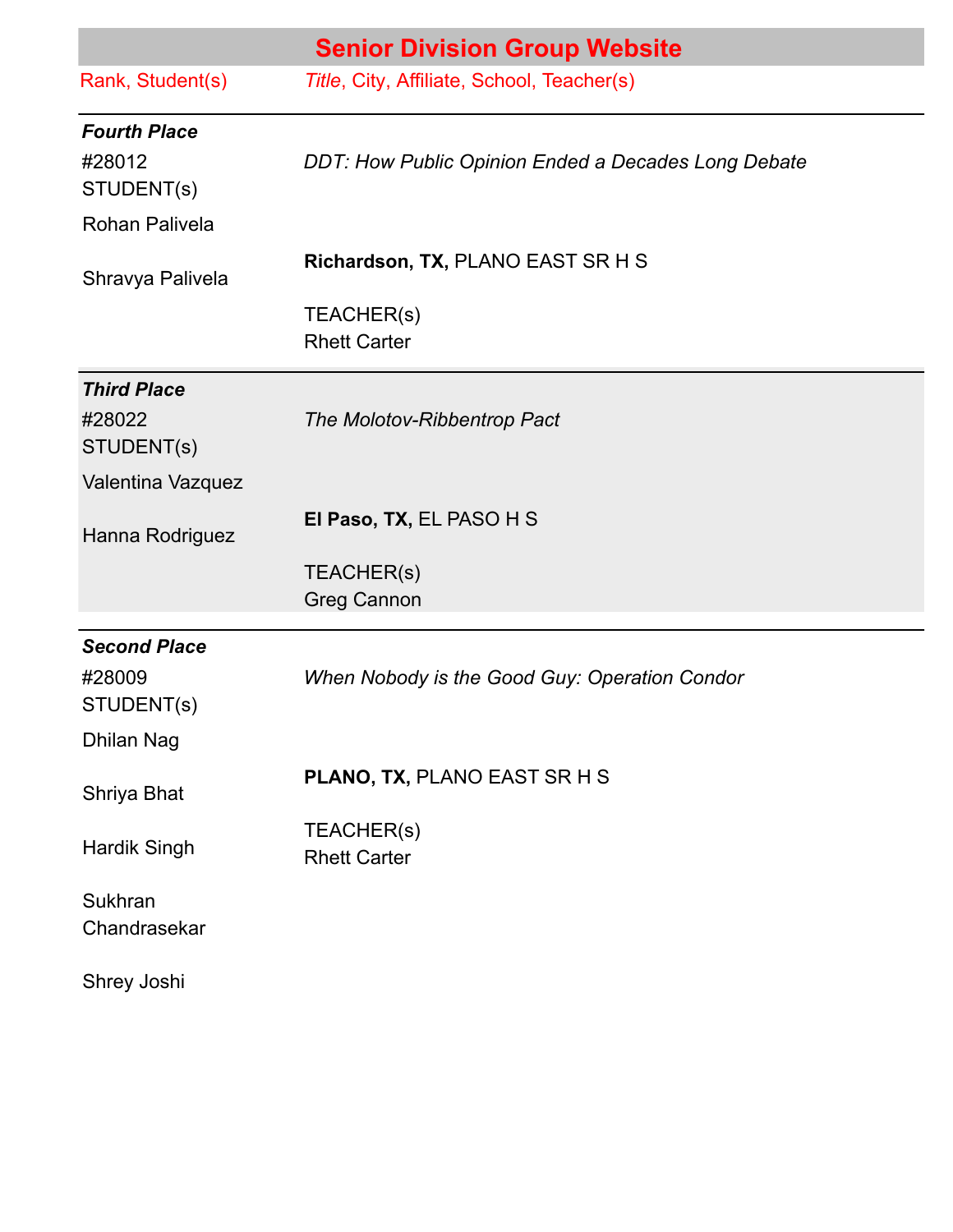## Senior Division Group Website

| Rank, Student(s) | *Title*, City, Affiliate, School, Teacher(s) |
|---|---|
| ***Fourth Place*** | |
| #28012 STUDENT(s) | *DDT: How Public Opinion Ended a Decades Long Debate* |
| Rohan Palivela<br>Shravya Palivela | **Richardson, TX**, PLANO EAST SR H S<br><br>TEACHER(s)<br>Rhett Carter |
| ***Third Place*** | |
| #28022 STUDENT(s) | *The Molotov-Ribbentrop Pact* |
| Valentina Vazquez<br>Hanna Rodriguez | **El Paso, TX**, EL PASO H S<br><br>TEACHER(s)<br>Greg Cannon |
| ***Second Place*** | |
| #28009 STUDENT(s) | *When Nobody is the Good Guy: Operation Condor* |
| Dhilan Nag<br>Shriya Bhat<br>Hardik Singh<br>Sukhran Chandrasekar<br>Shrey Joshi | **PLANO, TX**, PLANO EAST SR H S<br><br>TEACHER(s)<br>Rhett Carter |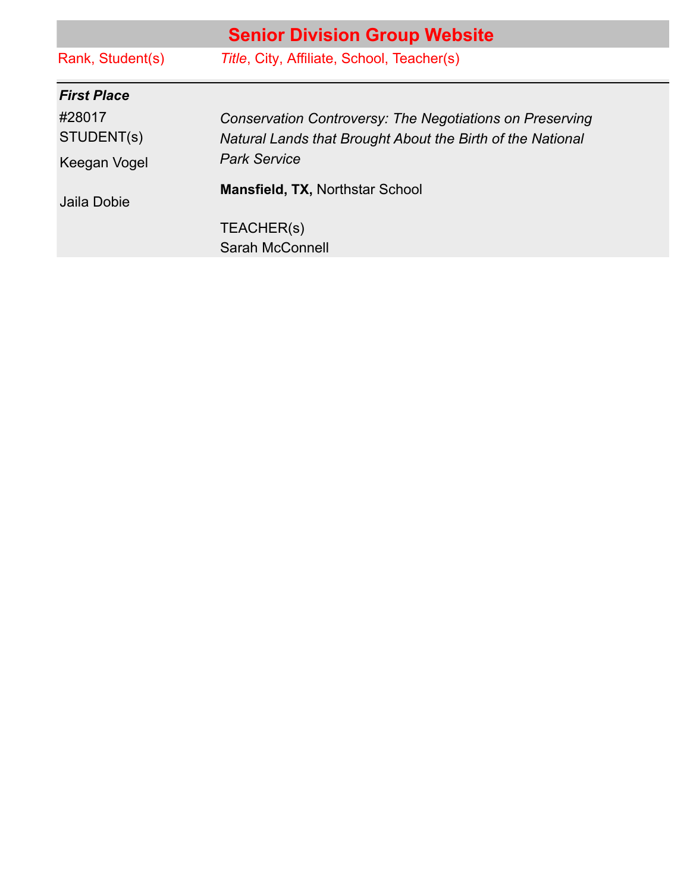## Senior Division Group Website

| Rank, Student(s) | *Title*, City, Affiliate, School, Teacher(s) |
|---|---|
| ***First Place*** | |
| #28017<br>STUDENT(s)<br>Keegan Vogel<br>Jaila Dobie | *Conservation Controversy: The Negotiations on Preserving Natural Lands that Brought About the Birth of the National Park Service*<br>**Mansfield, TX,** Northstar School<br>TEACHER(s)<br>Sarah McConnell |